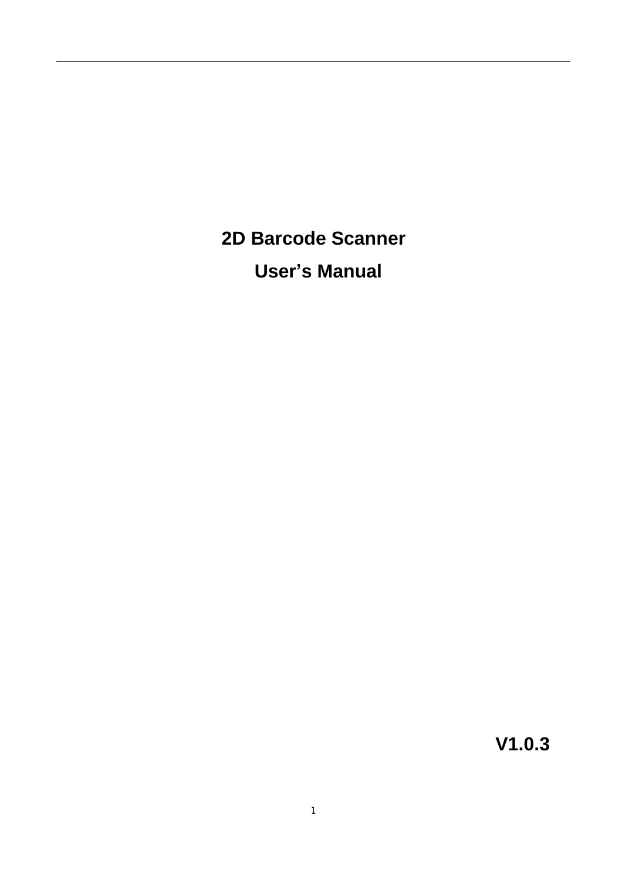# 2D Barcode Scanner

# User's Manual

**V1.0.3**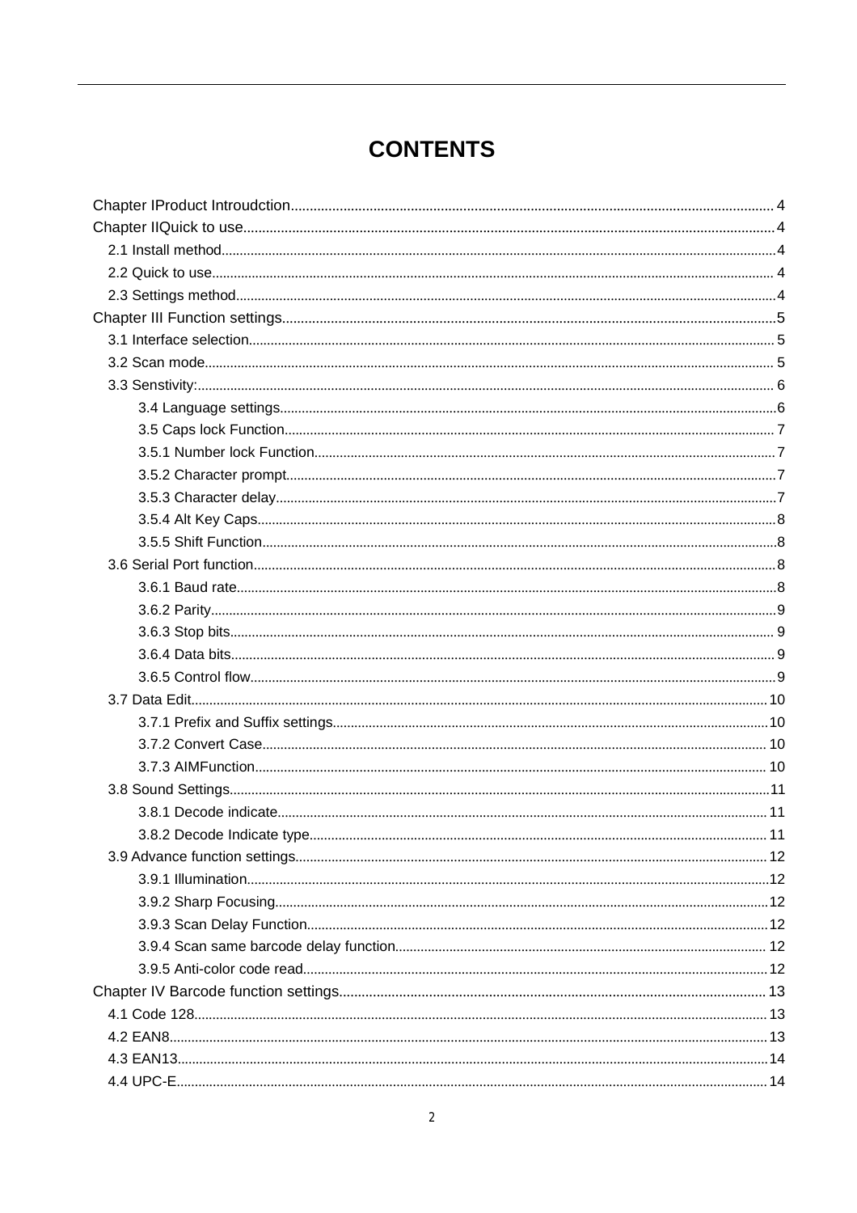# CONTENTS

Chapter IProduct Introudction.................................................................................................... 4
Chapter IIQuick to use................................................................................................................4
- 2.1 Install method........................................................................................................................4
- 2.2 Quick to use........................................................................................................................... 4
- 2.3 Settings method.....................................................................................................................4

Chapter III Function settings.......................................................................................................5
- 3.1 Interface selection.................................................................................................................. 5
- 3.2 Scan mode............................................................................................................................. 5
- 3.3 Senstivity:.............................................................................................................................. 6
  - 3.4 Language settings..............................................................................................................6
  - 3.5 Caps lock Function............................................................................................................. 7
  - 3.5.1 Number lock Function.......................................................................................................7
  - 3.5.2 Character prompt..............................................................................................................7
  - 3.5.3 Character delay.................................................................................................................7
  - 3.5.4 Alt Key Caps......................................................................................................................8
  - 3.5.5 Shift Function....................................................................................................................8
- 3.6 Serial Port function.................................................................................................................8
  - 3.6.1 Baud rate..........................................................................................................................8
  - 3.6.2 Parity.................................................................................................................................9
  - 3.6.3 Stop bits............................................................................................................................ 9
  - 3.6.4 Data bits............................................................................................................................ 9
  - 3.6.5 Control flow.......................................................................................................................9
- 3.7 Data Edit...............................................................................................................................10
  - 3.7.1 Prefix and Suffix settings................................................................................................10
  - 3.7.2 Convert Case.................................................................................................................. 10
  - 3.7.3 AIMFunction.................................................................................................................... 10
- 3.8 Sound Settings.....................................................................................................................11
  - 3.8.1 Decode indicate.............................................................................................................. 11
  - 3.8.2 Decode Indicate type...................................................................................................... 11
- 3.9 Advance function settings................................................................................................... 12
  - 3.9.1 Illumination......................................................................................................................12
  - 3.9.2 Sharp Focusing...............................................................................................................12
  - 3.9.3 Scan Delay Function.......................................................................................................12
  - 3.9.4 Scan same barcode delay function................................................................................ 12
  - 3.9.5 Anti-color code read........................................................................................................12

Chapter IV Barcode function settings...................................................................................... 13
- 4.1 Code 128.............................................................................................................................. 13
- 4.2 EAN8.....................................................................................................................................13
- 4.3 EAN13...................................................................................................................................14
- 4.4 UPC-E...................................................................................................................................14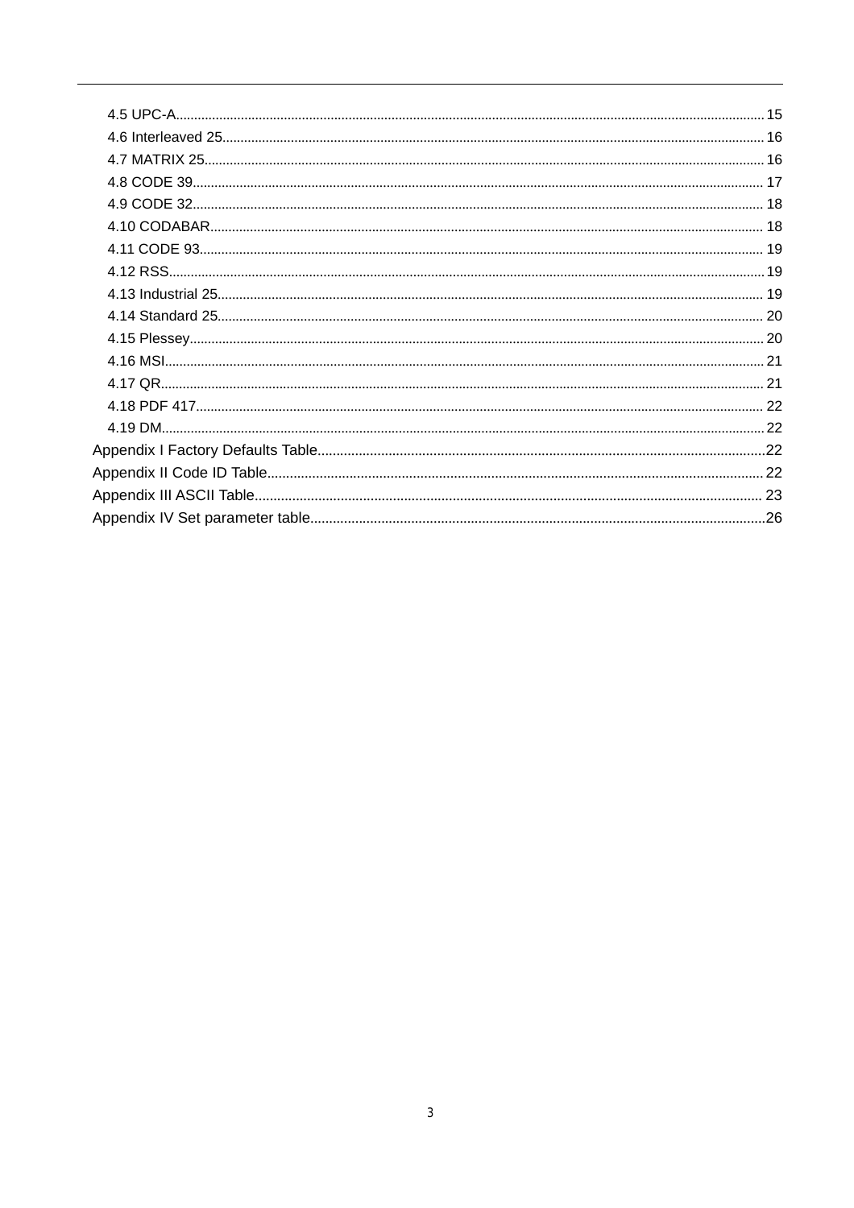4.5 UPC-A.................................................................................................................................................................. 15
4.6 Interleaved 25..................................................................................................................................................... 16
4.7 MATRIX 25.......................................................................................................................................................... 16
4.8 CODE 39............................................................................................................................................................. 17
4.9 CODE 32............................................................................................................................................................. 18
4.10 CODABAR......................................................................................................................................................... 18
4.11 CODE 93............................................................................................................................................................ 19
4.12 RSS.................................................................................................................................................................... 19
4.13 Industrial 25....................................................................................................................................................... 19
4.14 Standard 25....................................................................................................................................................... 20
4.15 Plessey.............................................................................................................................................................. 20
4.16 MSI..................................................................................................................................................................... 21
4.17 QR...................................................................................................................................................................... 21
4.18 PDF 417............................................................................................................................................................. 22
4.19 DM..................................................................................................................................................................... 22

Appendix I Factory Defaults Table.......................................................................................................................22
Appendix II Code ID Table.................................................................................................................................... 22
Appendix III ASCII Table....................................................................................................................................... 23
Appendix IV Set parameter table.........................................................................................................................26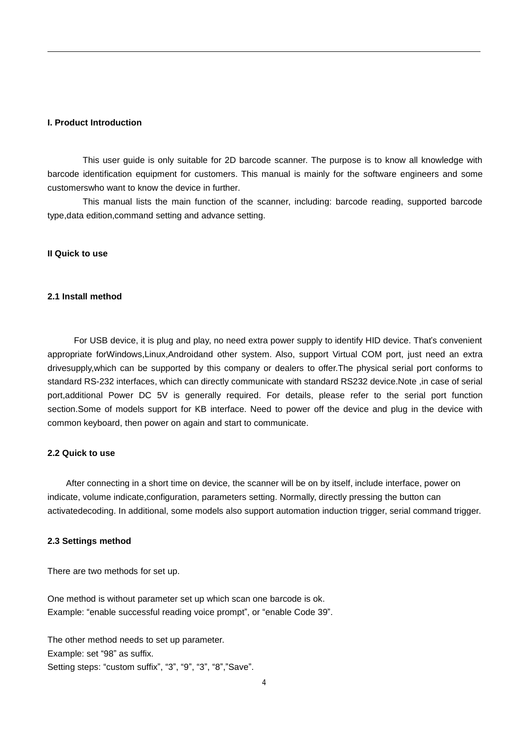## I. Product Introduction

This user guide is only suitable for 2D barcode scanner. The purpose is to know all knowledge with barcode identification equipment for customers. This manual is mainly for the software engineers and some customerswho want to know the device in further.

This manual lists the main function of the scanner, including: barcode reading, supported barcode type,data edition,command setting and advance setting.

## II Quick to use

### 2.1 Install method

For USB device, it is plug and play, no need extra power supply to identify HID device. That's convenient appropriate forWindows,Linux,Androidand other system. Also, support Virtual COM port, just need an extra drivesupply,which can be supported by this company or dealers to offer.The physical serial port conforms to standard RS-232 interfaces, which can directly communicate with standard RS232 device.Note ,in case of serial port,additional Power DC 5V is generally required. For details, please refer to the serial port function section.Some of models support for KB interface. Need to power off the device and plug in the device with common keyboard, then power on again and start to communicate.

### 2.2 Quick to use

After connecting in a short time on device, the scanner will be on by itself, include interface, power on indicate, volume indicate,configuration, parameters setting. Normally, directly pressing the button can activatedecoding. In additional, some models also support automation induction trigger, serial command trigger.

### 2.3 Settings method

There are two methods for set up.

One method is without parameter set up which scan one barcode is ok.
Example: "enable successful reading voice prompt", or "enable Code 39".

The other method needs to set up parameter.
Example: set "98" as suffix.
Setting steps: "custom suffix", "3", "9", "3", "8","Save".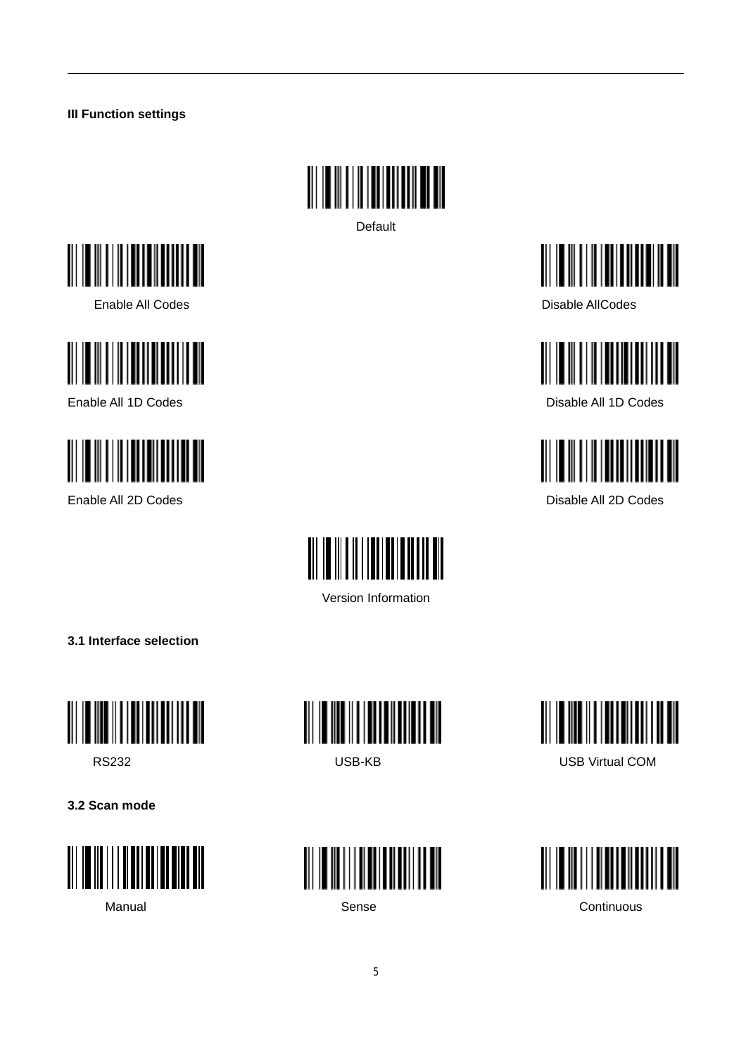## III Function settings

Default

Enable All Codes

Disable AllCodes

Enable All 1D Codes

Disable All 1D Codes

Enable All 2D Codes

Disable All 2D Codes

Version Information

### 3.1 Interface selection

RS232

USB-KB

USB Virtual COM

### 3.2 Scan mode

Manual

Sense

Continuous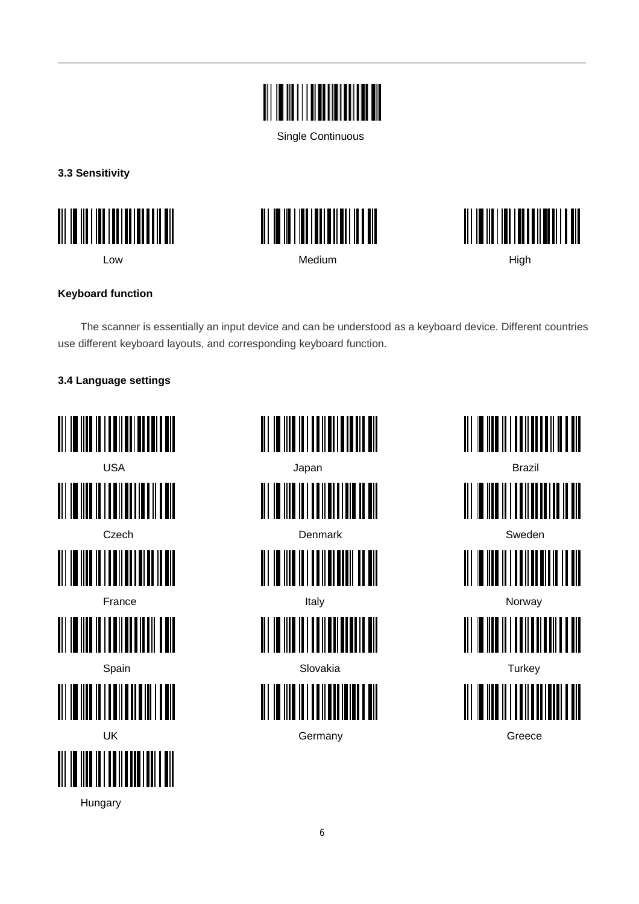Single Continuous

**3.3 Sensitivity**

Low

Medium

High

**Keyboard function**

The scanner is essentially an input device and can be understood as a keyboard device. Different countries use different keyboard layouts, and corresponding keyboard function.

**3.4 Language settings**

USA

Japan

Brazil

Czech

Denmark

Sweden

France

Italy

Norway

Spain

Slovakia

Turkey

UK

Germany

Greece

Hungary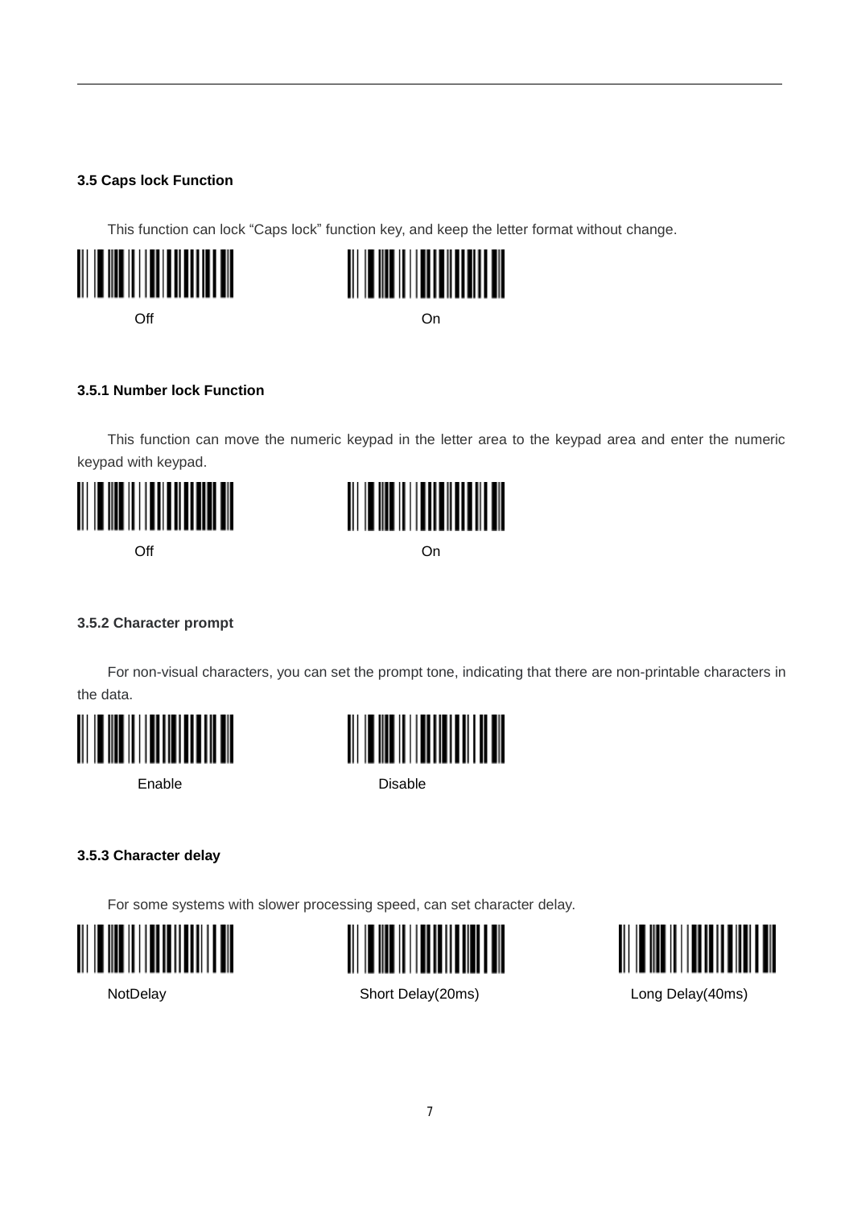### 3.5 Caps lock Function

This function can lock “Caps lock” function key, and keep the letter format without change.

Off On

#### 3.5.1 Number lock Function

This function can move the numeric keypad in the letter area to the keypad area and enter the numeric keypad with keypad.

Off On

#### 3.5.2 Character prompt

For non-visual characters, you can set the prompt tone, indicating that there are non-printable characters in the data.

Enable Disable

#### 3.5.3 Character delay

For some systems with slower processing speed, can set character delay.

NotDelay Short Delay(20ms) Long Delay(40ms)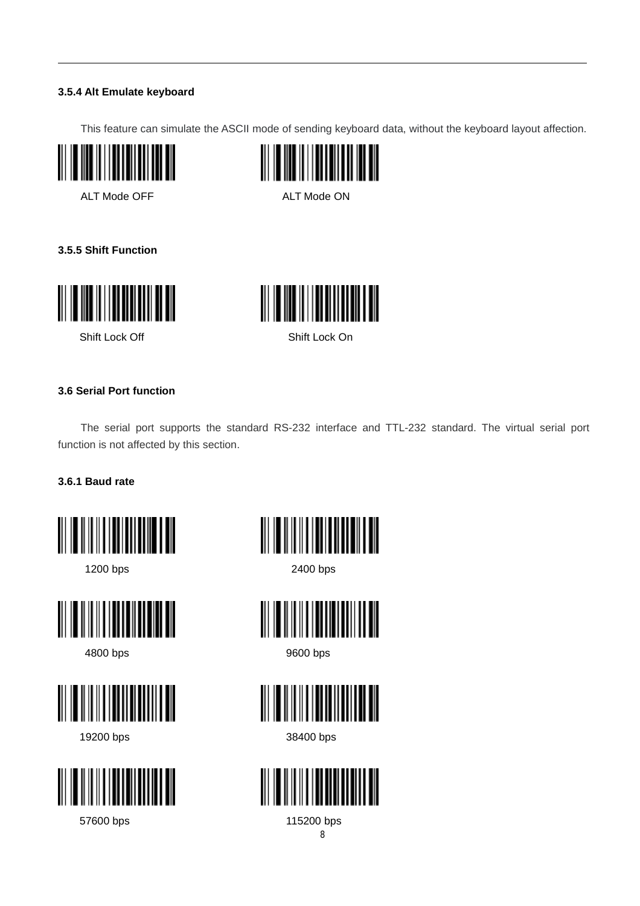### 3.5.4 Alt Emulate keyboard

This feature can simulate the ASCII mode of sending keyboard data, without the keyboard layout affection.

ALT Mode OFF

ALT Mode ON

### 3.5.5 Shift Function

Shift Lock Off

Shift Lock On

### 3.6 Serial Port function

The serial port supports the standard RS-232 interface and TTL-232 standard. The virtual serial port function is not affected by this section.

### 3.6.1 Baud rate

1200 bps

2400 bps

4800 bps

9600 bps

19200 bps

38400 bps

57600 bps

115200 bps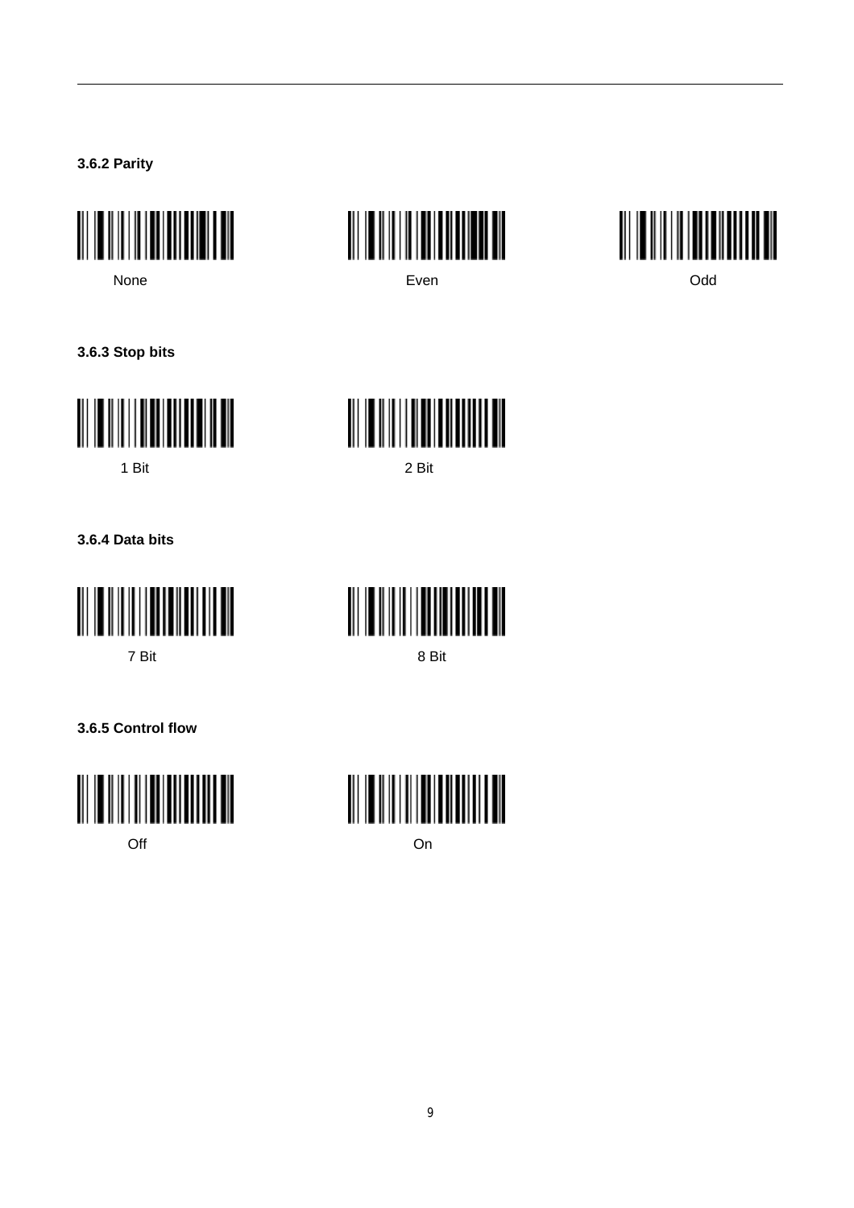### 3.6.2 Parity

None

Even

Odd

### 3.6.3 Stop bits

1 Bit

2 Bit

### 3.6.4 Data bits

7 Bit

8 Bit

### 3.6.5 Control flow

Off

On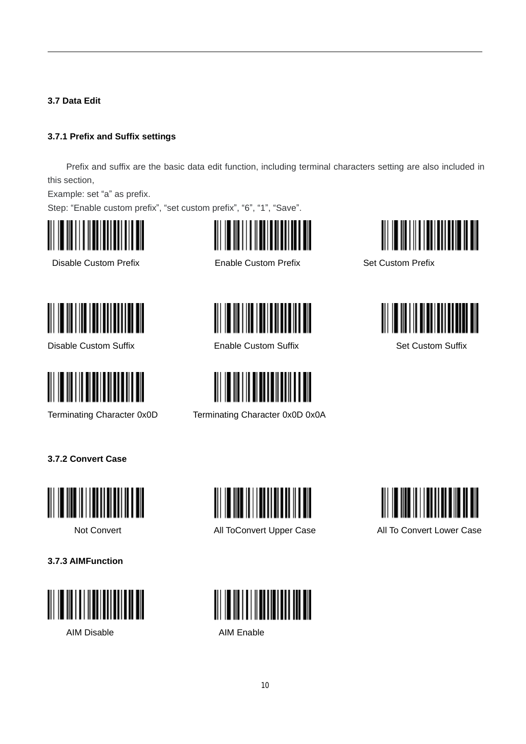### 3.7 Data Edit

#### 3.7.1 Prefix and Suffix settings

Prefix and suffix are the basic data edit function, including terminal characters setting are also included in this section,

Example: set "a" as prefix.

Step: "Enable custom prefix", "set custom prefix", "6", "1", "Save".

Disable Custom Prefix

Enable Custom Prefix

Set Custom Prefix

Disable Custom Suffix

Enable Custom Suffix

Set Custom Suffix

Terminating Character 0x0D

Terminating Character 0x0D 0x0A

#### 3.7.2 Convert Case

Not Convert

All ToConvert Upper Case

All To Convert Lower Case

#### 3.7.3 AIMFunction

AIM Disable

AIM Enable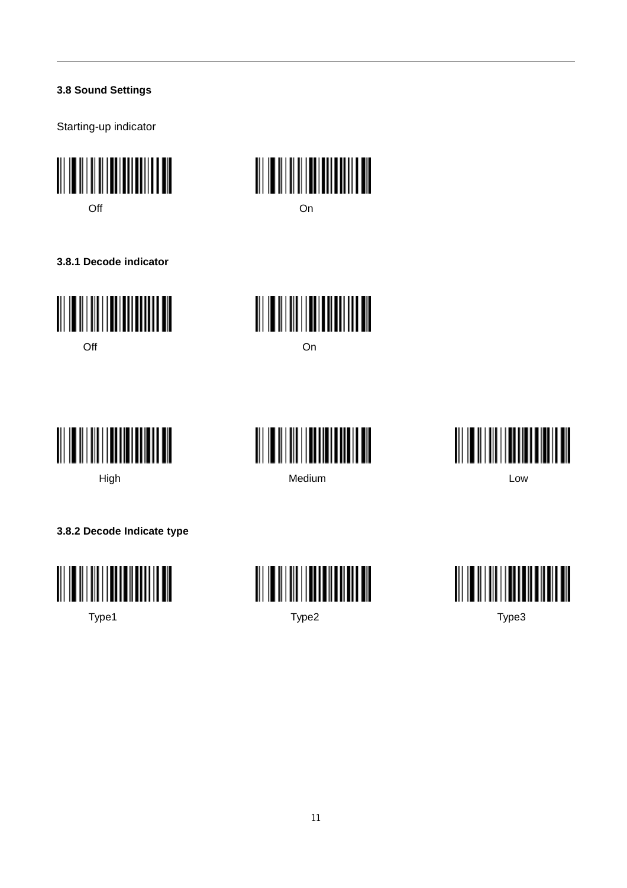### 3.8 Sound Settings

Starting-up indicator

Off On

#### 3.8.1 Decode indicator

Off On

High Medium Low

#### 3.8.2 Decode Indicate type

Type1 Type2 Type3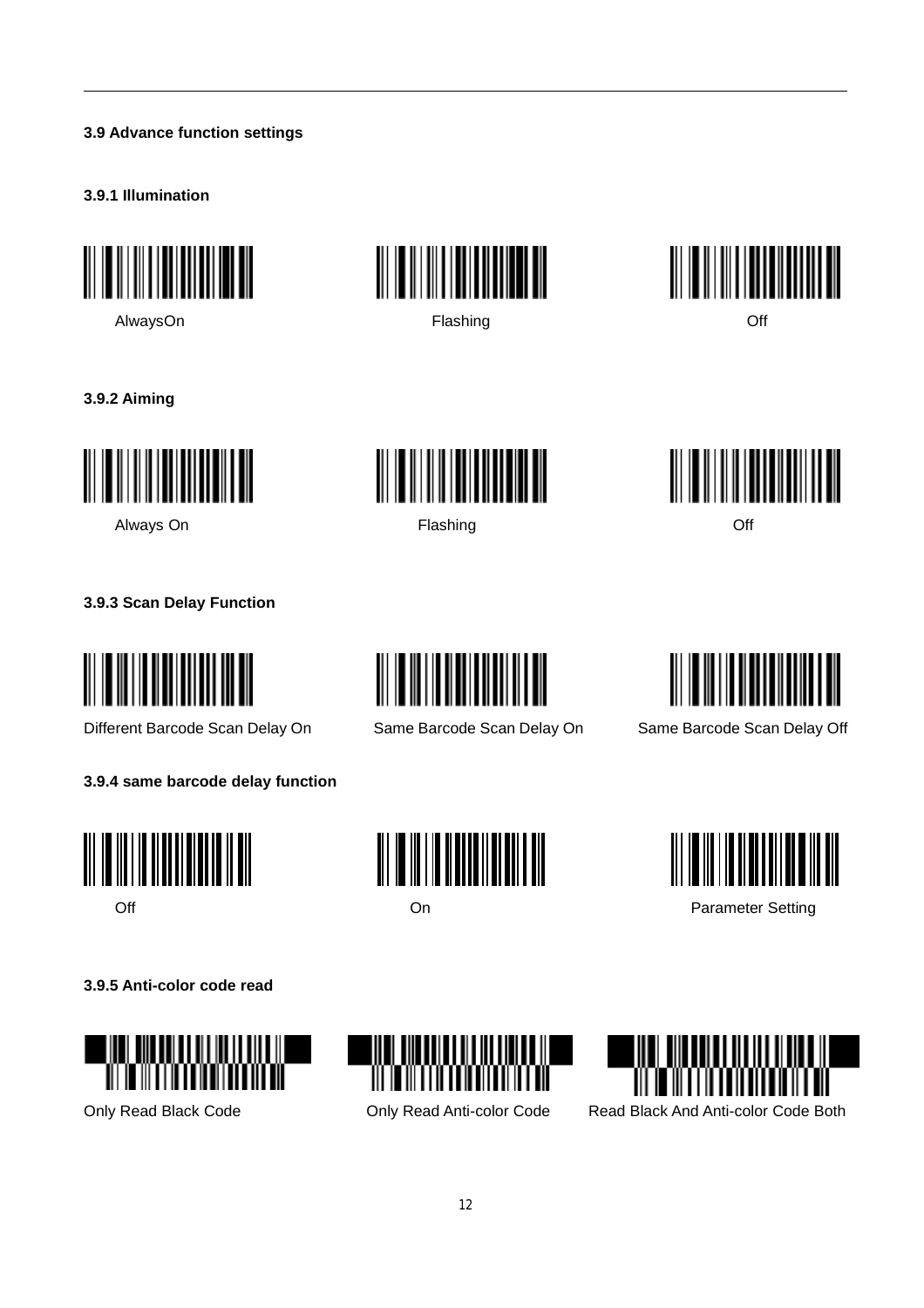### 3.9 Advance function settings

#### 3.9.1 Illumination

AlwaysOn

Flashing

Off

#### 3.9.2 Aiming

Always On

Flashing

Off

#### 3.9.3 Scan Delay Function

Different Barcode Scan Delay On

Same Barcode Scan Delay On

Same Barcode Scan Delay Off

#### 3.9.4 same barcode delay function

Off

On

Parameter Setting

#### 3.9.5 Anti-color code read

Only Read Black Code

Only Read Anti-color Code

Read Black And Anti-color Code Both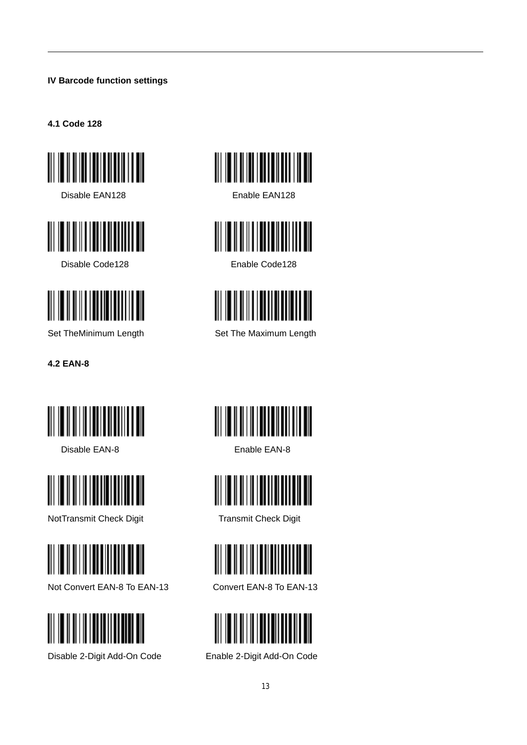## IV Barcode function settings

### 4.1 Code 128

Disable EAN128

Enable EAN128

Disable Code128

Enable Code128

Set TheMinimum Length

Set The Maximum Length

### 4.2 EAN-8

Disable EAN-8

Enable EAN-8

NotTransmit Check Digit

Transmit Check Digit

Not Convert EAN-8 To EAN-13

Convert EAN-8 To EAN-13

Disable 2-Digit Add-On Code

Enable 2-Digit Add-On Code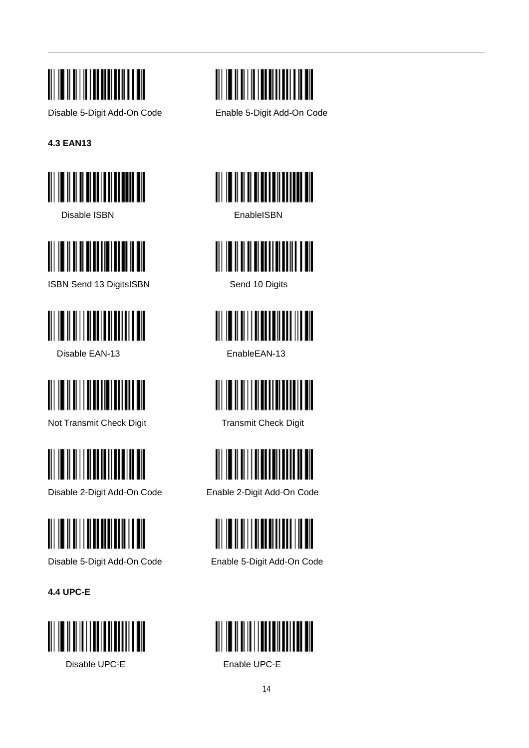Disable 5-Digit Add-On Code

Enable 5-Digit Add-On Code

**4.3 EAN13**

Disable ISBN

EnableISBN

ISBN Send 13 DigitsISBN

Send 10 Digits

Disable EAN-13

EnableEAN-13

Not Transmit Check Digit

Transmit Check Digit

Disable 2-Digit Add-On Code

Enable 2-Digit Add-On Code

Disable 5-Digit Add-On Code

Enable 5-Digit Add-On Code

**4.4 UPC-E**

Disable UPC-E

Enable UPC-E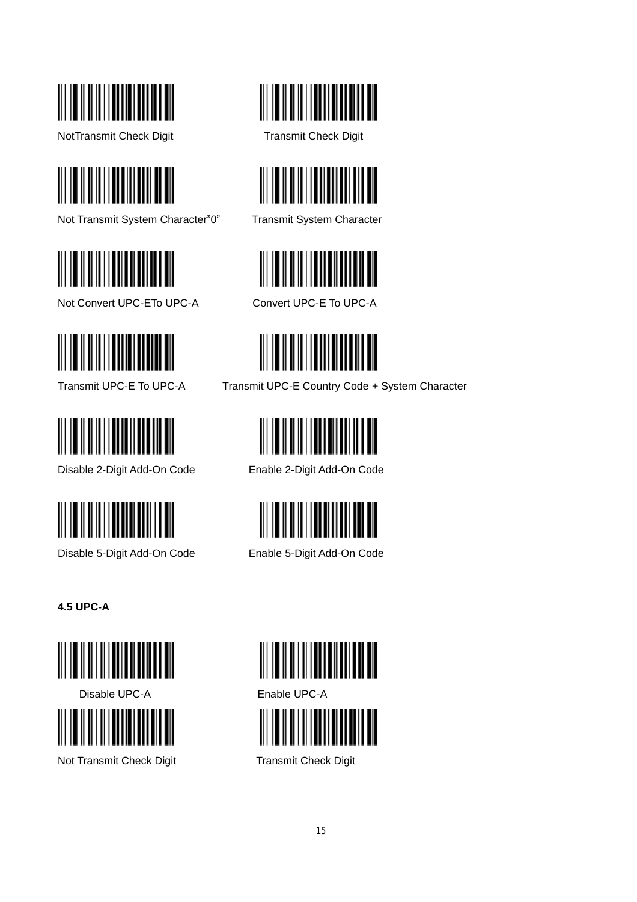NotTransmit Check Digit

Transmit Check Digit

Not Transmit System Character"0"

Transmit System Character

Not Convert UPC-ETo UPC-A

Convert UPC-E To UPC-A

Transmit UPC-E To UPC-A

Transmit UPC-E Country Code + System Character

Disable 2-Digit Add-On Code

Enable 2-Digit Add-On Code

Disable 5-Digit Add-On Code

Enable 5-Digit Add-On Code

**4.5 UPC-A**

Disable UPC-A

Enable UPC-A

Not Transmit Check Digit

Transmit Check Digit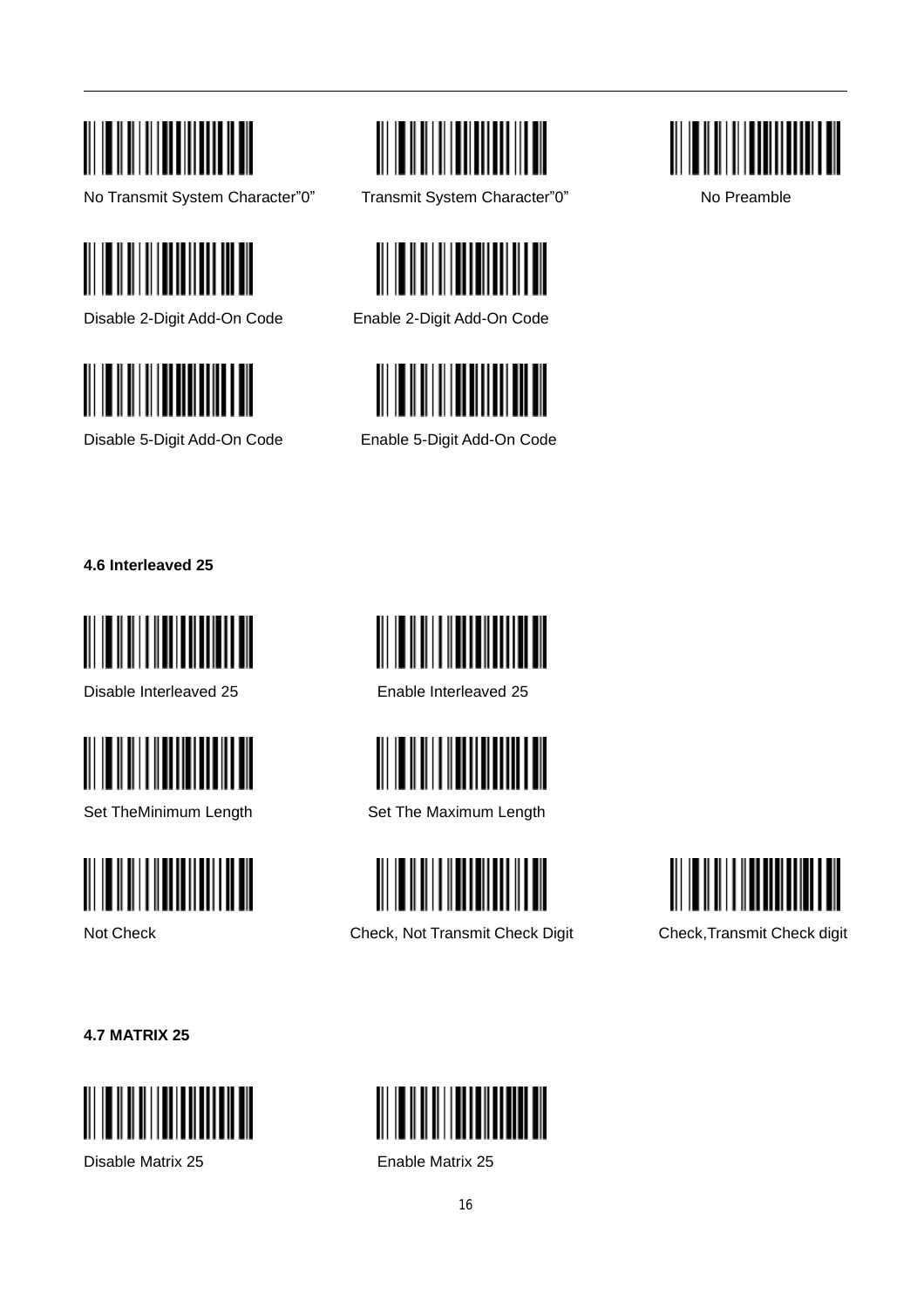No Transmit System Character"0"

Transmit System Character"0"

No Preamble

Disable 2-Digit Add-On Code

Enable 2-Digit Add-On Code

Disable 5-Digit Add-On Code

Enable 5-Digit Add-On Code

**4.6 Interleaved 25**

Disable Interleaved 25

Enable Interleaved 25

Set TheMinimum Length

Set The Maximum Length

Not Check

Check, Not Transmit Check Digit

Check,Transmit Check digit

**4.7 MATRIX 25**

Disable Matrix 25

Enable Matrix 25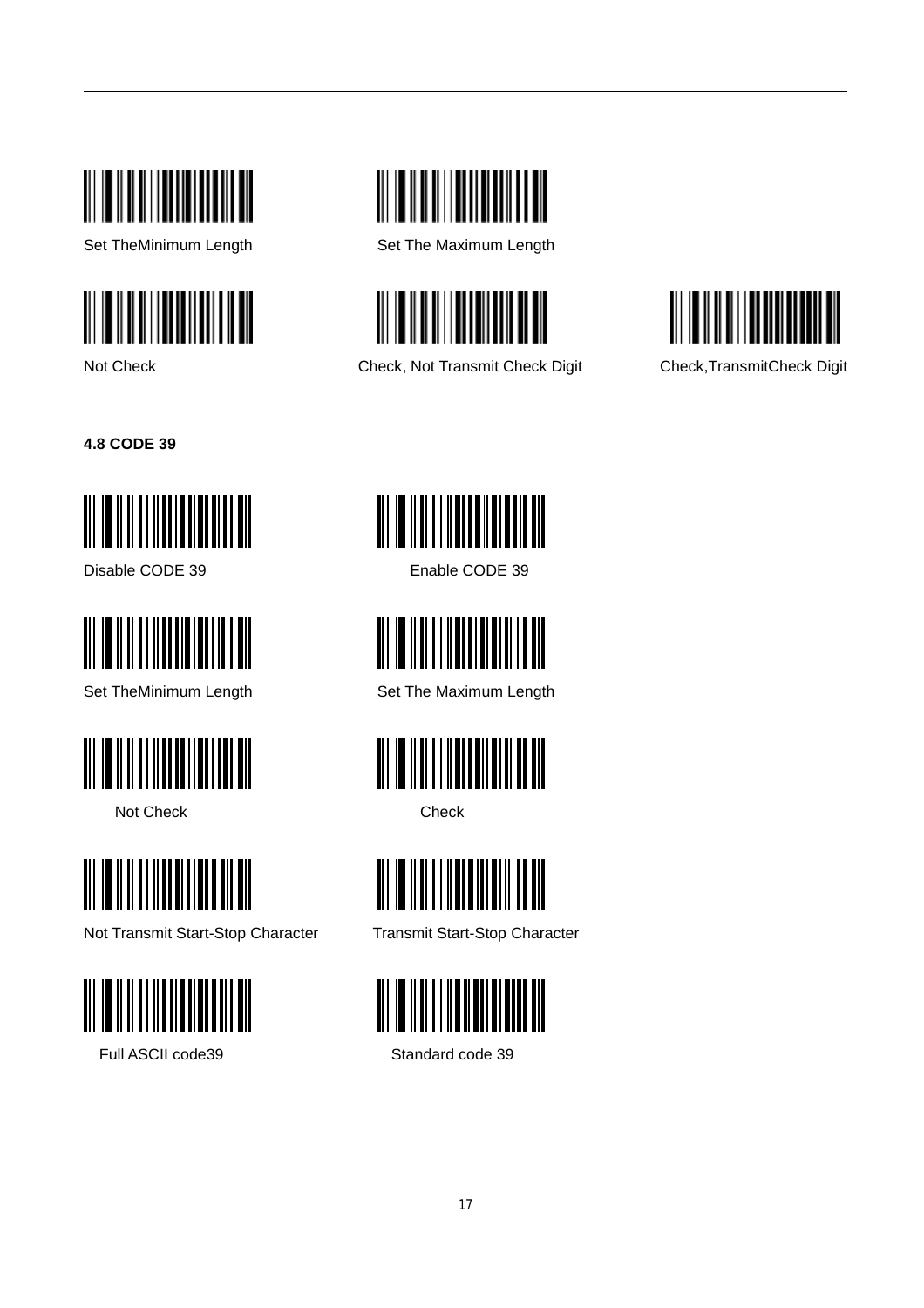Set TheMinimum Length

Set The Maximum Length

Not Check

Check, Not Transmit Check Digit

Check,TransmitCheck Digit

**4.8 CODE 39**

Disable CODE 39

Enable CODE 39

Set TheMinimum Length

Set The Maximum Length

Not Check

Check

Not Transmit Start-Stop Character

Transmit Start-Stop Character

Full ASCII code39

Standard code 39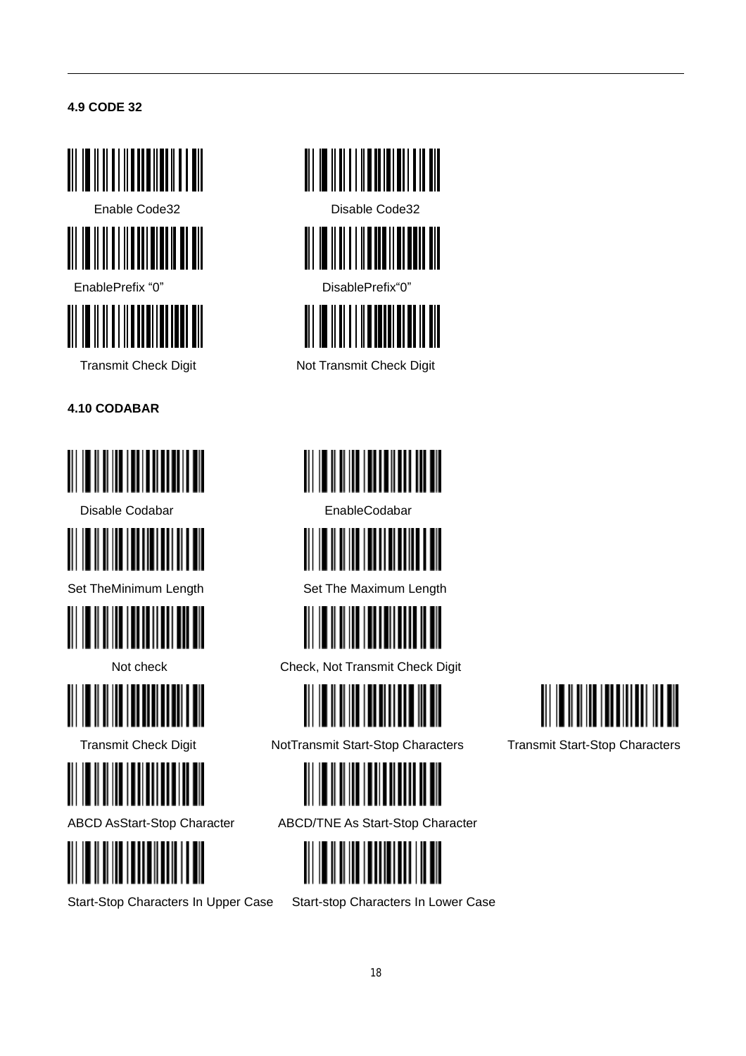**4.9 CODE 32**

Enable Code32

Disable Code32

EnablePrefix "0"

DisablePrefix"0"

Transmit Check Digit

Not Transmit Check Digit

**4.10 CODABAR**

Disable Codabar

EnableCodabar

Set TheMinimum Length

Set The Maximum Length

Not check

Check, Not Transmit Check Digit

Transmit Check Digit

NotTransmit Start-Stop Characters

Transmit Start-Stop Characters

ABCD AsStart-Stop Character

ABCD/TNE As Start-Stop Character

Start-Stop Characters In Upper Case

Start-stop Characters In Lower Case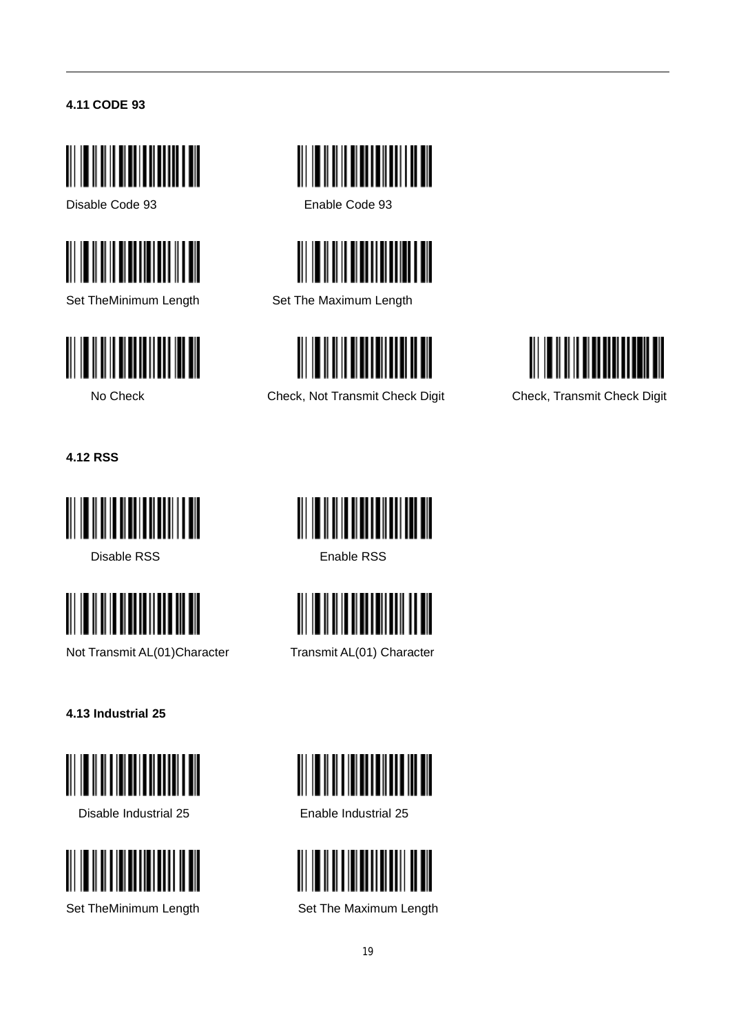### 4.11 CODE 93

Disable Code 93

Enable Code 93

Set TheMinimum Length

Set The Maximum Length

No Check

Check, Not Transmit Check Digit

Check, Transmit Check Digit

### 4.12 RSS

Disable RSS

Enable RSS

Not Transmit AL(01)Character

Transmit AL(01) Character

### 4.13 Industrial 25

Disable Industrial 25

Enable Industrial 25

Set TheMinimum Length

Set The Maximum Length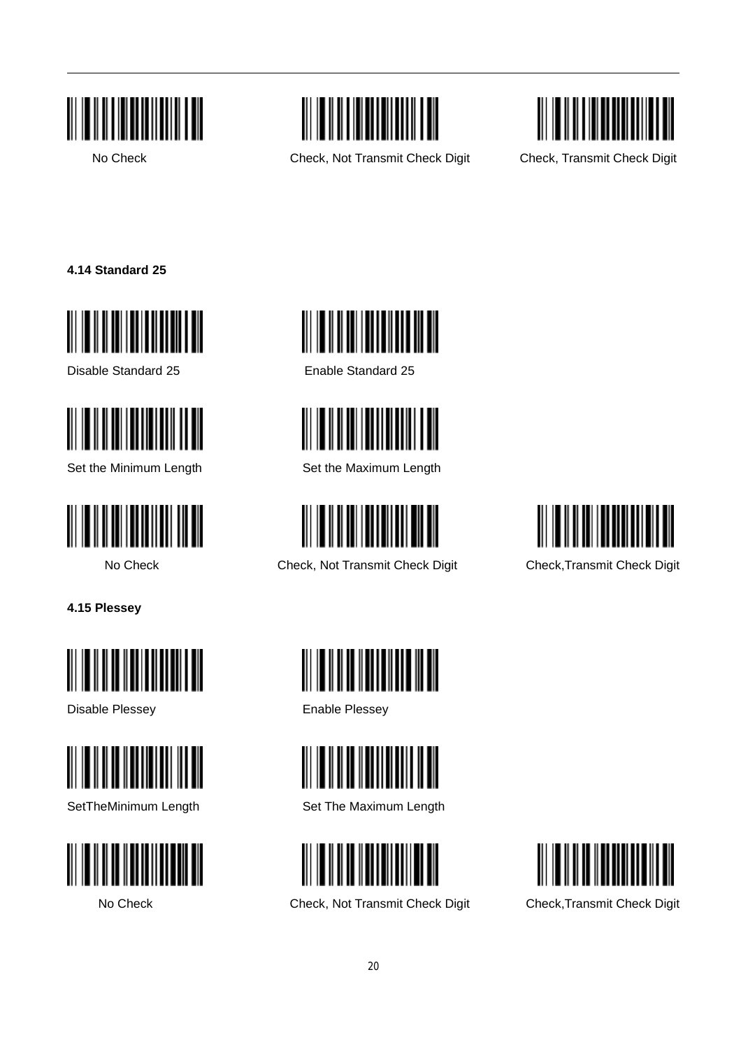No Check

Check, Not Transmit Check Digit

Check, Transmit Check Digit

**4.14 Standard 25**

Disable Standard 25

Enable Standard 25

Set the Minimum Length

Set the Maximum Length

No Check

Check, Not Transmit Check Digit

Check,Transmit Check Digit

**4.15 Plessey**

Disable Plessey

Enable Plessey

SetTheMinimum Length

Set The Maximum Length

No Check

Check, Not Transmit Check Digit

Check,Transmit Check Digit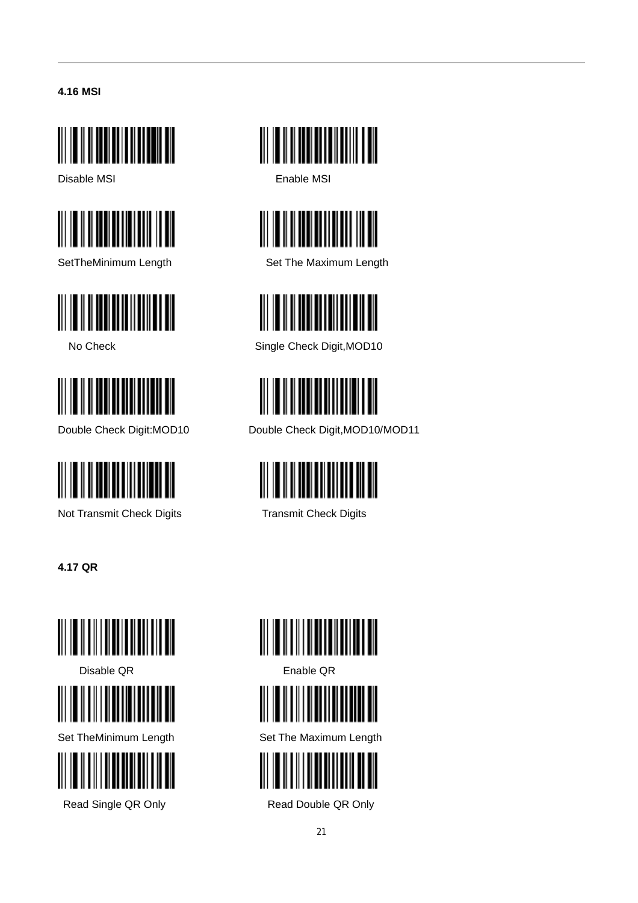### 4.16 MSI

Disable MSI

Enable MSI

SetTheMinimum Length

Set The Maximum Length

No Check

Single Check Digit,MOD10

Double Check Digit:MOD10

Double Check Digit,MOD10/MOD11

Not Transmit Check Digits

Transmit Check Digits

### 4.17 QR

Disable QR

Enable QR

Set TheMinimum Length

Set The Maximum Length

Read Single QR Only

Read Double QR Only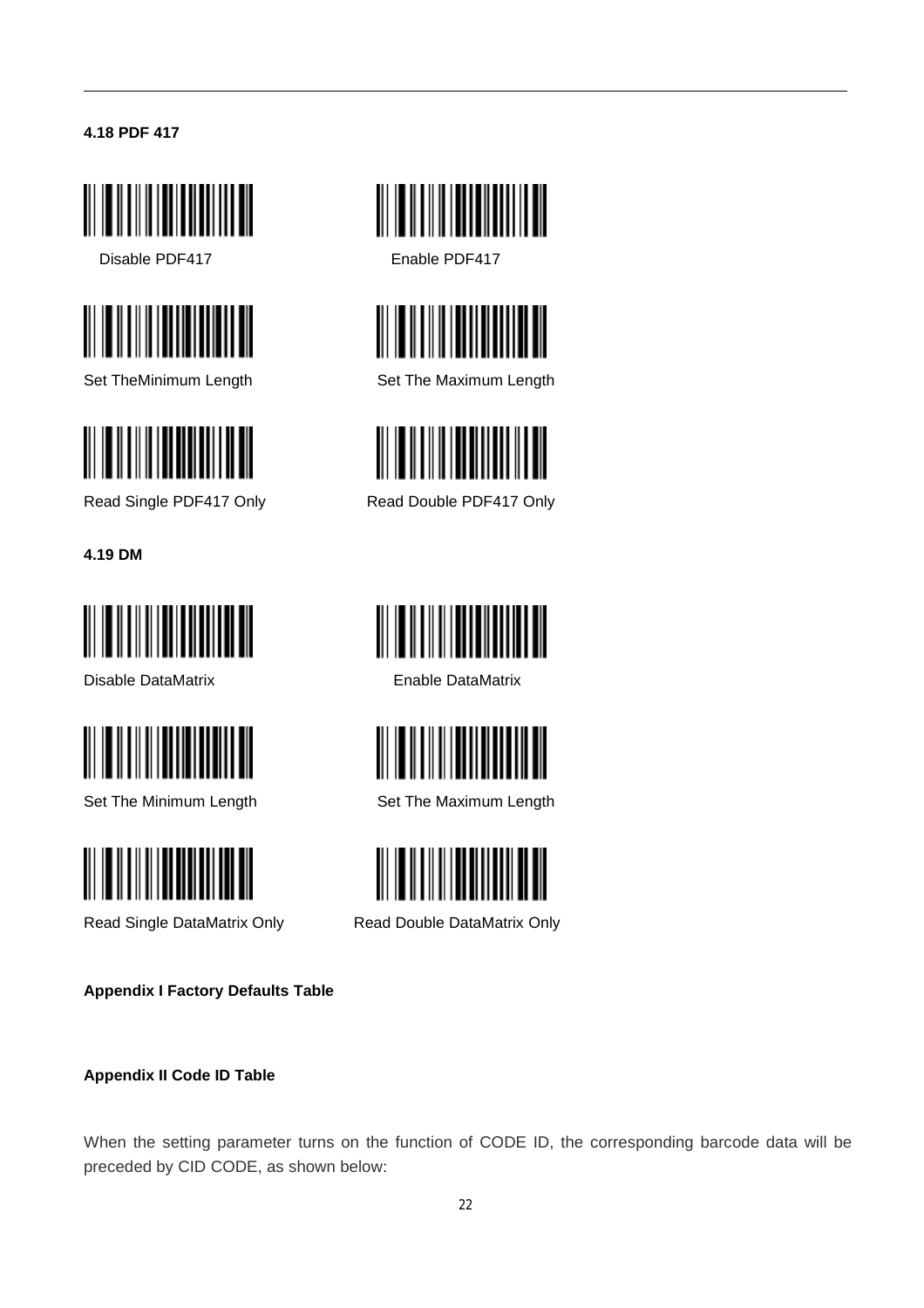**4.18 PDF 417**

Disable PDF417

Enable PDF417

Set TheMinimum Length

Set The Maximum Length

Read Single PDF417 Only

Read Double PDF417 Only

**4.19 DM**

Disable DataMatrix

Enable DataMatrix

Set The Minimum Length

Set The Maximum Length

Read Single DataMatrix Only

Read Double DataMatrix Only

**Appendix I Factory Defaults Table**

**Appendix II Code ID Table**

When the setting parameter turns on the function of CODE ID, the corresponding barcode data will be preceded by CID CODE, as shown below: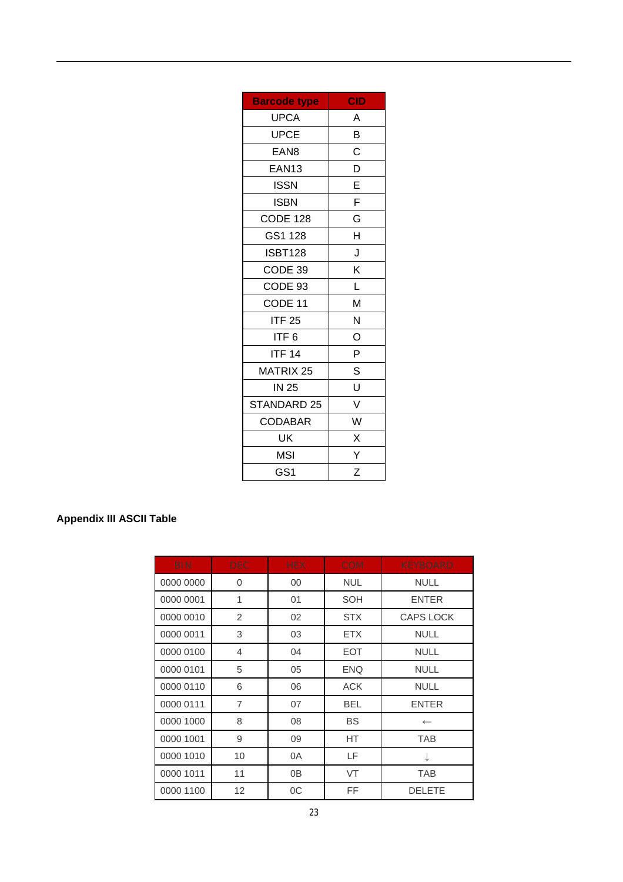| Barcode type | CID |
|---|---|
| UPCA | A |
| UPCE | B |
| EAN8 | C |
| EAN13 | D |
| ISSN | E |
| ISBN | F |
| CODE 128 | G |
| GS1 128 | H |
| ISBT128 | J |
| CODE 39 | K |
| CODE 93 | L |
| CODE 11 | M |
| ITF 25 | N |
| ITF 6 | O |
| ITF 14 | P |
| MATRIX 25 | S |
| IN 25 | U |
| STANDARD 25 | V |
| CODABAR | W |
| UK | X |
| MSI | Y |
| GS1 | Z |

**Appendix III ASCII Table**

| BIN | DEC | HEX | COM | KEYBOARD |
|---|---|---|---|---|
| 0000 0000 | 0 | 00 | NUL | NULL |
| 0000 0001 | 1 | 01 | SOH | ENTER |
| 0000 0010 | 2 | 02 | STX | CAPS LOCK |
| 0000 0011 | 3 | 03 | ETX | NULL |
| 0000 0100 | 4 | 04 | EOT | NULL |
| 0000 0101 | 5 | 05 | ENQ | NULL |
| 0000 0110 | 6 | 06 | ACK | NULL |
| 0000 0111 | 7 | 07 | BEL | ENTER |
| 0000 1000 | 8 | 08 | BS | ← |
| 0000 1001 | 9 | 09 | HT | TAB |
| 0000 1010 | 10 | 0A | LF | ↓ |
| 0000 1011 | 11 | 0B | VT | TAB |
| 0000 1100 | 12 | 0C | FF | DELETE |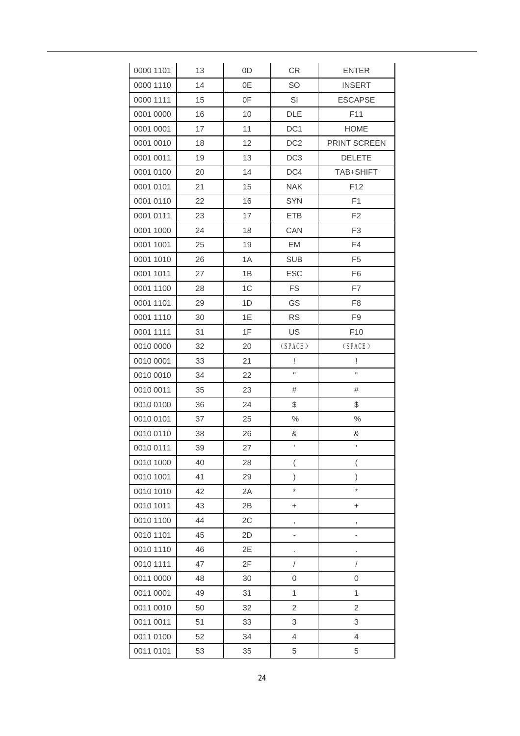| 0000 1101 | 13 | 0D | CR | ENTER |
|---|---|---|---|---|
| 0000 1110 | 14 | 0E | SO | INSERT |
| 0000 1111 | 15 | 0F | SI | ESCAPSE |
| 0001 0000 | 16 | 10 | DLE | F11 |
| 0001 0001 | 17 | 11 | DC1 | HOME |
| 0001 0010 | 18 | 12 | DC2 | PRINT SCREEN |
| 0001 0011 | 19 | 13 | DC3 | DELETE |
| 0001 0100 | 20 | 14 | DC4 | TAB+SHIFT |
| 0001 0101 | 21 | 15 | NAK | F12 |
| 0001 0110 | 22 | 16 | SYN | F1 |
| 0001 0111 | 23 | 17 | ETB | F2 |
| 0001 1000 | 24 | 18 | CAN | F3 |
| 0001 1001 | 25 | 19 | EM | F4 |
| 0001 1010 | 26 | 1A | SUB | F5 |
| 0001 1011 | 27 | 1B | ESC | F6 |
| 0001 1100 | 28 | 1C | FS | F7 |
| 0001 1101 | 29 | 1D | GS | F8 |
| 0001 1110 | 30 | 1E | RS | F9 |
| 0001 1111 | 31 | 1F | US | F10 |
| 0010 0000 | 32 | 20 | （SPACE） | （SPACE） |
| 0010 0001 | 33 | 21 | ! | ! |
| 0010 0010 | 34 | 22 | " | " |
| 0010 0011 | 35 | 23 | # | # |
| 0010 0100 | 36 | 24 | $ | $ |
| 0010 0101 | 37 | 25 | % | % |
| 0010 0110 | 38 | 26 | & | & |
| 0010 0111 | 39 | 27 | ' | ' |
| 0010 1000 | 40 | 28 | ( | ( |
| 0010 1001 | 41 | 29 | ) | ) |
| 0010 1010 | 42 | 2A | * | * |
| 0010 1011 | 43 | 2B | + | + |
| 0010 1100 | 44 | 2C | , | , |
| 0010 1101 | 45 | 2D | - | - |
| 0010 1110 | 46 | 2E | . | . |
| 0010 1111 | 47 | 2F | / | / |
| 0011 0000 | 48 | 30 | 0 | 0 |
| 0011 0001 | 49 | 31 | 1 | 1 |
| 0011 0010 | 50 | 32 | 2 | 2 |
| 0011 0011 | 51 | 33 | 3 | 3 |
| 0011 0100 | 52 | 34 | 4 | 4 |
| 0011 0101 | 53 | 35 | 5 | 5 |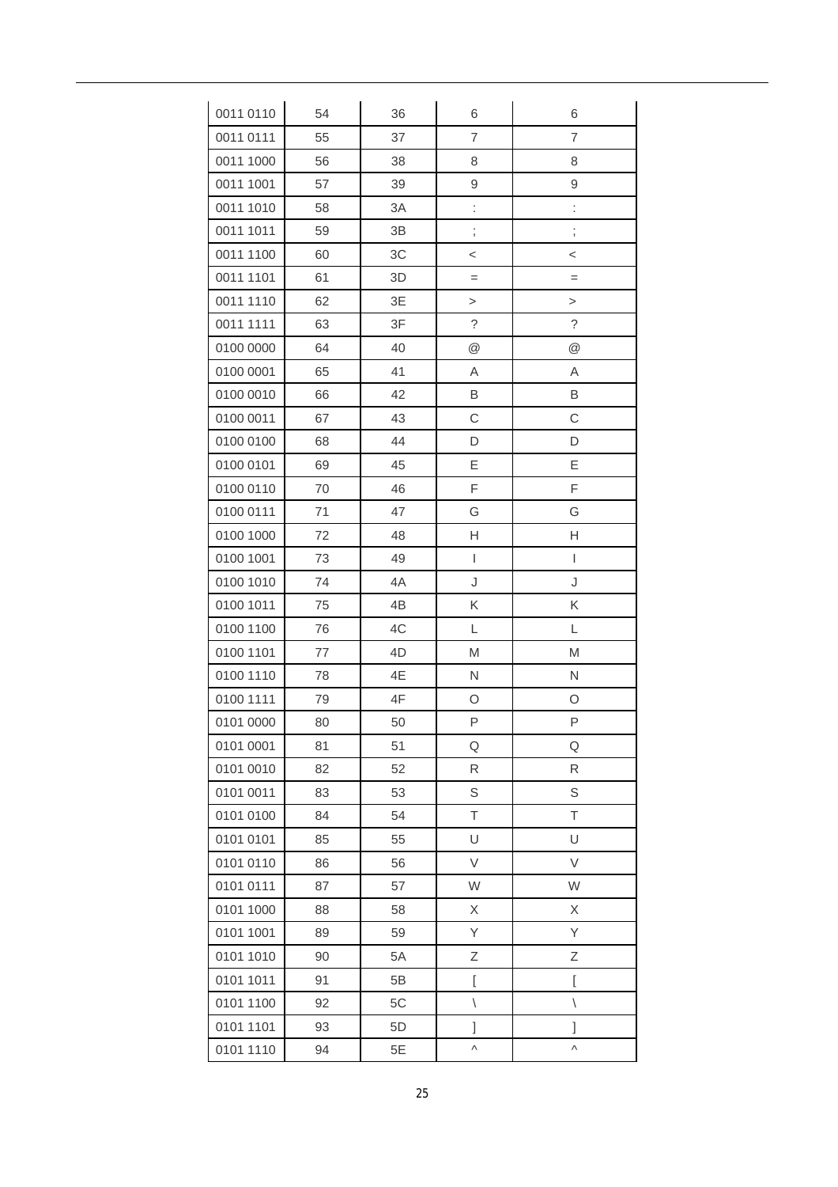| 0011 0110 | 54 | 36 | 6 | 6 |
| --- | --- | --- | --- | --- |
| 0011 0111 | 55 | 37 | 7 | 7 |
| 0011 1000 | 56 | 38 | 8 | 8 |
| 0011 1001 | 57 | 39 | 9 | 9 |
| 0011 1010 | 58 | 3A | : | : |
| 0011 1011 | 59 | 3B | ; | ; |
| 0011 1100 | 60 | 3C | < | < |
| 0011 1101 | 61 | 3D | = | = |
| 0011 1110 | 62 | 3E | > | > |
| 0011 1111 | 63 | 3F | ? | ? |
| 0100 0000 | 64 | 40 | @ | @ |
| 0100 0001 | 65 | 41 | A | A |
| 0100 0010 | 66 | 42 | B | B |
| 0100 0011 | 67 | 43 | C | C |
| 0100 0100 | 68 | 44 | D | D |
| 0100 0101 | 69 | 45 | E | E |
| 0100 0110 | 70 | 46 | F | F |
| 0100 0111 | 71 | 47 | G | G |
| 0100 1000 | 72 | 48 | H | H |
| 0100 1001 | 73 | 49 | I | I |
| 0100 1010 | 74 | 4A | J | J |
| 0100 1011 | 75 | 4B | K | K |
| 0100 1100 | 76 | 4C | L | L |
| 0100 1101 | 77 | 4D | M | M |
| 0100 1110 | 78 | 4E | N | N |
| 0100 1111 | 79 | 4F | O | O |
| 0101 0000 | 80 | 50 | P | P |
| 0101 0001 | 81 | 51 | Q | Q |
| 0101 0010 | 82 | 52 | R | R |
| 0101 0011 | 83 | 53 | S | S |
| 0101 0100 | 84 | 54 | T | T |
| 0101 0101 | 85 | 55 | U | U |
| 0101 0110 | 86 | 56 | V | V |
| 0101 0111 | 87 | 57 | W | W |
| 0101 1000 | 88 | 58 | X | X |
| 0101 1001 | 89 | 59 | Y | Y |
| 0101 1010 | 90 | 5A | Z | Z |
| 0101 1011 | 91 | 5B | [ | [ |
| 0101 1100 | 92 | 5C | \ | \ |
| 0101 1101 | 93 | 5D | ] | ] |
| 0101 1110 | 94 | 5E | ^ | ^ |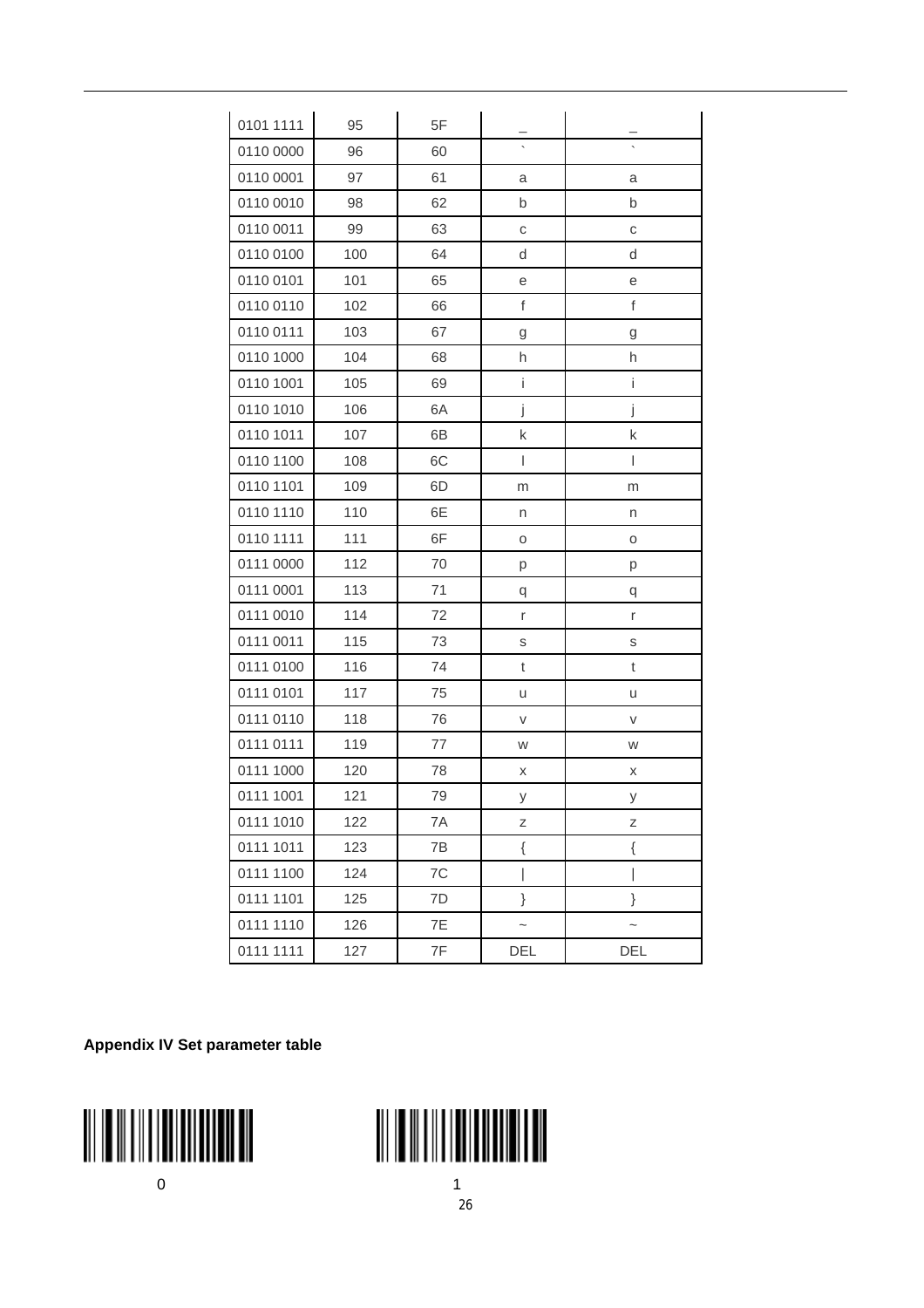| 0101 1111 | 95 | 5F | _ | _ |
|---|---|---|---|---|
| 0110 0000 | 96 | 60 | ` | ` |
| 0110 0001 | 97 | 61 | a | a |
| 0110 0010 | 98 | 62 | b | b |
| 0110 0011 | 99 | 63 | c | c |
| 0110 0100 | 100 | 64 | d | d |
| 0110 0101 | 101 | 65 | e | e |
| 0110 0110 | 102 | 66 | f | f |
| 0110 0111 | 103 | 67 | g | g |
| 0110 1000 | 104 | 68 | h | h |
| 0110 1001 | 105 | 69 | i | i |
| 0110 1010 | 106 | 6A | j | j |
| 0110 1011 | 107 | 6B | k | k |
| 0110 1100 | 108 | 6C | l | l |
| 0110 1101 | 109 | 6D | m | m |
| 0110 1110 | 110 | 6E | n | n |
| 0110 1111 | 111 | 6F | o | o |
| 0111 0000 | 112 | 70 | p | p |
| 0111 0001 | 113 | 71 | q | q |
| 0111 0010 | 114 | 72 | r | r |
| 0111 0011 | 115 | 73 | s | s |
| 0111 0100 | 116 | 74 | t | t |
| 0111 0101 | 117 | 75 | u | u |
| 0111 0110 | 118 | 76 | v | v |
| 0111 0111 | 119 | 77 | w | w |
| 0111 1000 | 120 | 78 | x | x |
| 0111 1001 | 121 | 79 | y | y |
| 0111 1010 | 122 | 7A | z | z |
| 0111 1011 | 123 | 7B | { | { |
| 0111 1100 | 124 | 7C | \| | \| |
| 0111 1101 | 125 | 7D | } | } |
| 0111 1110 | 126 | 7E | ~ | ~ |
| 0111 1111 | 127 | 7F | DEL | DEL |

**Appendix IV Set parameter table**

0

1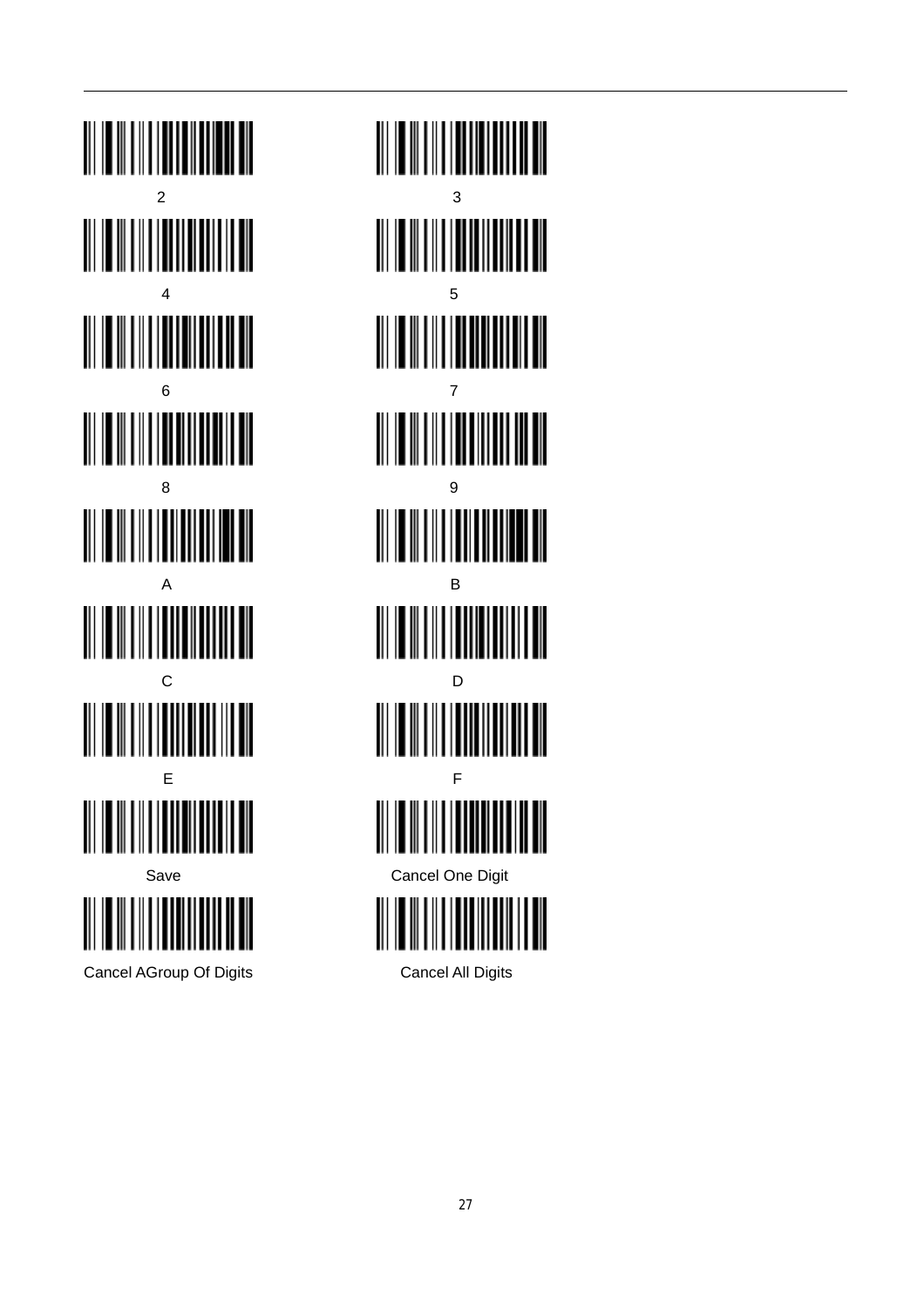2

3

4

5

6

7

8

9

A

B

C

D

E

F

Save

Cancel One Digit

Cancel AGroup Of Digits

Cancel All Digits